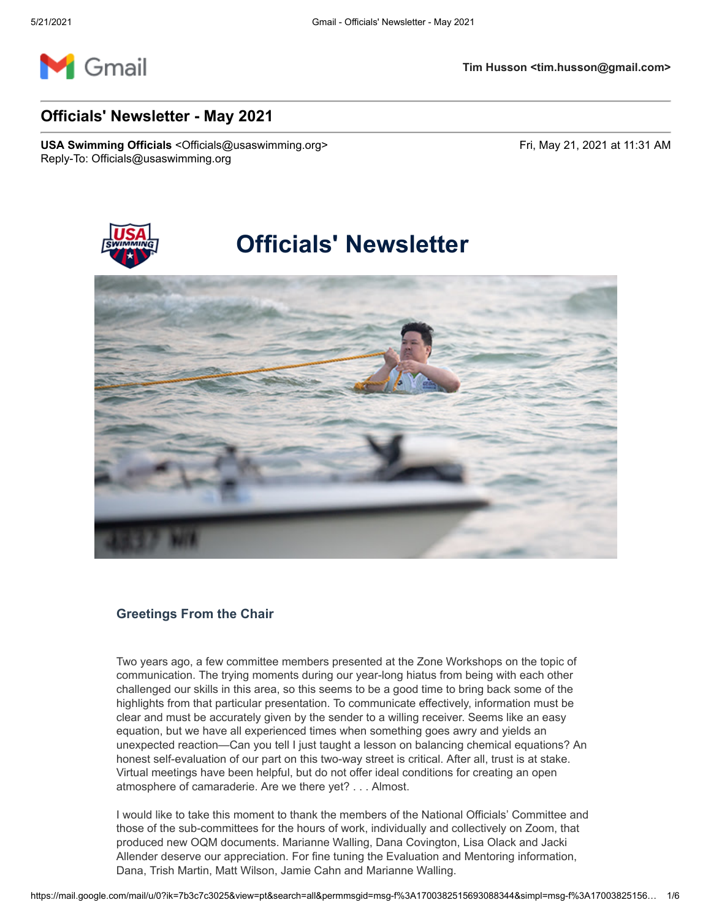Tim Husson <tim.husson@gmail.com>

# Officials' Newsletter - May 2021

**USA Swimming Officials** <Officials@usaswimming.org>
Reply-To: Officials@usaswimming.org

Fri, May 21, 2021 at 11:31 AM

# Officials' Newsletter

### Greetings From the Chair

Two years ago, a few committee members presented at the Zone Workshops on the topic of communication. The trying moments during our year-long hiatus from being with each other challenged our skills in this area, so this seems to be a good time to bring back some of the highlights from that particular presentation. To communicate effectively, information must be clear and must be accurately given by the sender to a willing receiver. Seems like an easy equation, but we have all experienced times when something goes awry and yields an unexpected reaction—Can you tell I just taught a lesson on balancing chemical equations? An honest self-evaluation of our part on this two-way street is critical. After all, trust is at stake. Virtual meetings have been helpful, but do not offer ideal conditions for creating an open atmosphere of camaraderie. Are we there yet? . . . Almost.

I would like to take this moment to thank the members of the National Officials' Committee and those of the sub-committees for the hours of work, individually and collectively on Zoom, that produced new OQM documents. Marianne Walling, Dana Covington, Lisa Olack and Jacki Allender deserve our appreciation. For fine tuning the Evaluation and Mentoring information, Dana, Trish Martin, Matt Wilson, Jamie Cahn and Marianne Walling.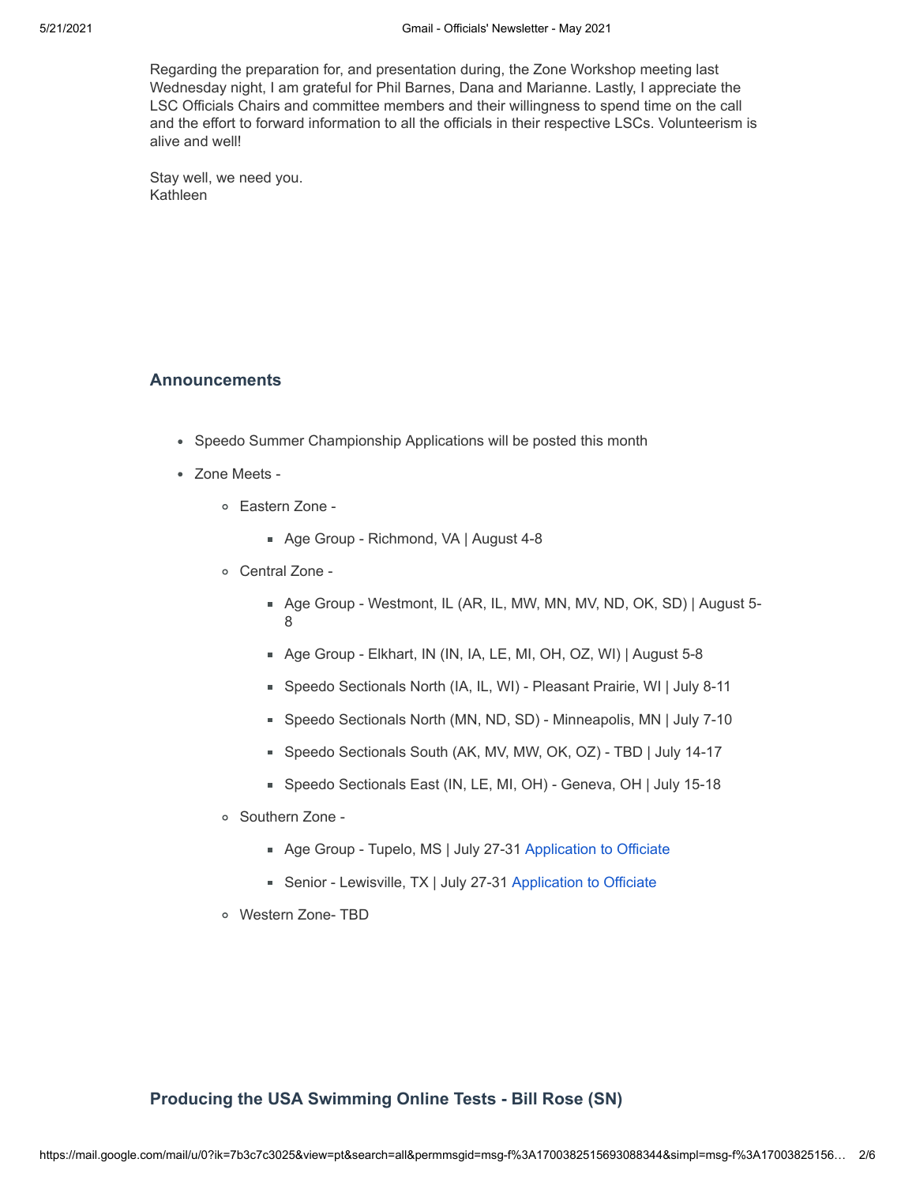Regarding the preparation for, and presentation during, the Zone Workshop meeting last Wednesday night, I am grateful for Phil Barnes, Dana and Marianne. Lastly, I appreciate the LSC Officials Chairs and committee members and their willingness to spend time on the call and the effort to forward information to all the officials in their respective LSCs. Volunteerism is alive and well!

Stay well, we need you.
Kathleen

### Announcements

- Speedo Summer Championship Applications will be posted this month
- Zone Meets -
  - Eastern Zone -
    - Age Group - Richmond, VA | August 4-8
  - Central Zone -
    - Age Group - Westmont, IL (AR, IL, MW, MN, MV, ND, OK, SD) | August 5-8
    - Age Group - Elkhart, IN (IN, IA, LE, MI, OH, OZ, WI) | August 5-8
    - Speedo Sectionals North (IA, IL, WI) - Pleasant Prairie, WI | July 8-11
    - Speedo Sectionals North (MN, ND, SD) - Minneapolis, MN | July 7-10
    - Speedo Sectionals South (AK, MV, MW, OK, OZ) - TBD | July 14-17
    - Speedo Sectionals East (IN, LE, MI, OH) - Geneva, OH | July 15-18
  - Southern Zone -
    - Age Group - Tupelo, MS | July 27-31 Application to Officiate
    - Senior - Lewisville, TX | July 27-31 Application to Officiate
  - Western Zone- TBD

### Producing the USA Swimming Online Tests - Bill Rose (SN)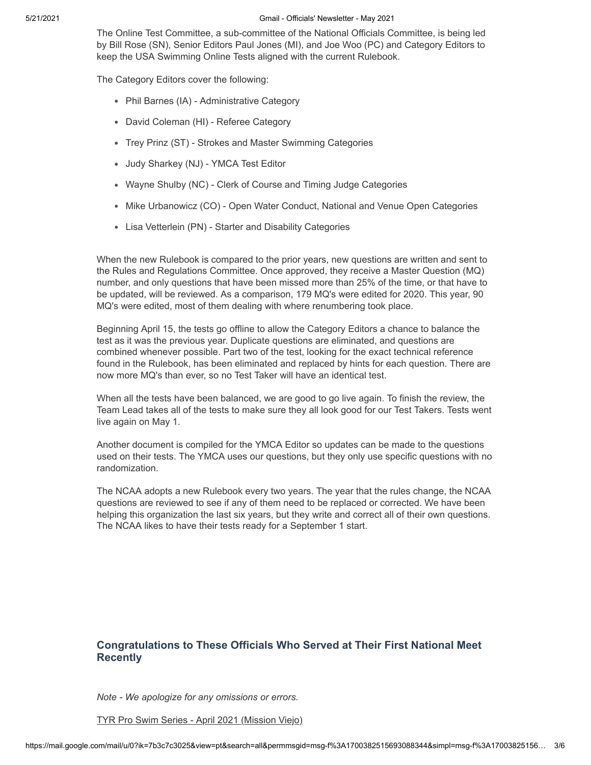The Online Test Committee, a sub-committee of the National Officials Committee, is being led by Bill Rose (SN), Senior Editors Paul Jones (MI), and Joe Woo (PC) and Category Editors to keep the USA Swimming Online Tests aligned with the current Rulebook.

The Category Editors cover the following:

- Phil Barnes (IA) - Administrative Category
- David Coleman (HI) - Referee Category
- Trey Prinz (ST) - Strokes and Master Swimming Categories
- Judy Sharkey (NJ) - YMCA Test Editor
- Wayne Shulby (NC) - Clerk of Course and Timing Judge Categories
- Mike Urbanowicz (CO) - Open Water Conduct, National and Venue Open Categories
- Lisa Vetterlein (PN) - Starter and Disability Categories

When the new Rulebook is compared to the prior years, new questions are written and sent to the Rules and Regulations Committee. Once approved, they receive a Master Question (MQ) number, and only questions that have been missed more than 25% of the time, or that have to be updated, will be reviewed. As a comparison, 179 MQ's were edited for 2020. This year, 90 MQ's were edited, most of them dealing with where renumbering took place.

Beginning April 15, the tests go offline to allow the Category Editors a chance to balance the test as it was the previous year. Duplicate questions are eliminated, and questions are combined whenever possible. Part two of the test, looking for the exact technical reference found in the Rulebook, has been eliminated and replaced by hints for each question. There are now more MQ's than ever, so no Test Taker will have an identical test.

When all the tests have been balanced, we are good to go live again. To finish the review, the Team Lead takes all of the tests to make sure they all look good for our Test Takers. Tests went live again on May 1.

Another document is compiled for the YMCA Editor so updates can be made to the questions used on their tests. The YMCA uses our questions, but they only use specific questions with no randomization.

The NCAA adopts a new Rulebook every two years. The year that the rules change, the NCAA questions are reviewed to see if any of them need to be replaced or corrected. We have been helping this organization the last six years, but they write and correct all of their own questions. The NCAA likes to have their tests ready for a September 1 start.

### Congratulations to These Officials Who Served at Their First National Meet Recently

*Note - We apologize for any omissions or errors.*

TYR Pro Swim Series - April 2021 (Mission Viejo)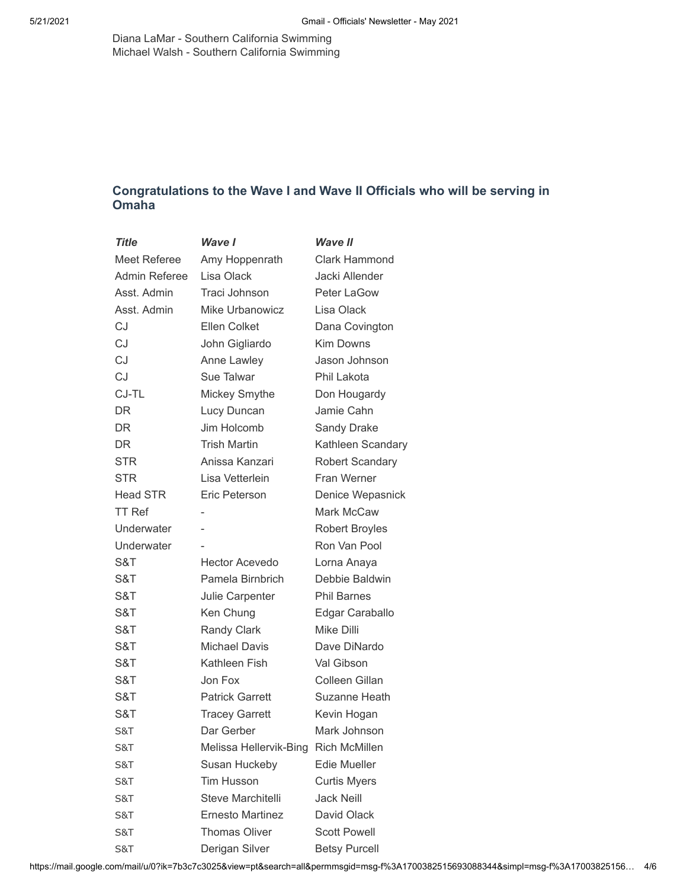Diana LaMar - Southern California Swimming
Michael Walsh - Southern California Swimming

### Congratulations to the Wave I and Wave II Officials who will be serving in Omaha

| *Title* | *Wave I* | *Wave II* |
|---|---|---|
| Meet Referee | Amy Hoppenrath | Clark Hammond |
| Admin Referee | Lisa Olack | Jacki Allender |
| Asst. Admin | Traci Johnson | Peter LaGow |
| Asst. Admin | Mike Urbanowicz | Lisa Olack |
| CJ | Ellen Colket | Dana Covington |
| CJ | John Gigliardo | Kim Downs |
| CJ | Anne Lawley | Jason Johnson |
| CJ | Sue Talwar | Phil Lakota |
| CJ-TL | Mickey Smythe | Don Hougardy |
| DR | Lucy Duncan | Jamie Cahn |
| DR | Jim Holcomb | Sandy Drake |
| DR | Trish Martin | Kathleen Scandary |
| STR | Anissa Kanzari | Robert Scandary |
| STR | Lisa Vetterlein | Fran Werner |
| Head STR | Eric Peterson | Denice Wepasnick |
| TT Ref | - | Mark McCaw |
| Underwater | - | Robert Broyles |
| Underwater | - | Ron Van Pool |
| S&T | Hector Acevedo | Lorna Anaya |
| S&T | Pamela Birnbrich | Debbie Baldwin |
| S&T | Julie Carpenter | Phil Barnes |
| S&T | Ken Chung | Edgar Caraballo |
| S&T | Randy Clark | Mike Dilli |
| S&T | Michael Davis | Dave DiNardo |
| S&T | Kathleen Fish | Val Gibson |
| S&T | Jon Fox | Colleen Gillan |
| S&T | Patrick Garrett | Suzanne Heath |
| S&T | Tracey Garrett | Kevin Hogan |
| S&T | Dar Gerber | Mark Johnson |
| S&T | Melissa Hellervik-Bing | Rich McMillen |
| S&T | Susan Huckeby | Edie Mueller |
| S&T | Tim Husson | Curtis Myers |
| S&T | Steve Marchitelli | Jack Neill |
| S&T | Ernesto Martinez | David Olack |
| S&T | Thomas Oliver | Scott Powell |
| S&T | Derigan Silver | Betsy Purcell |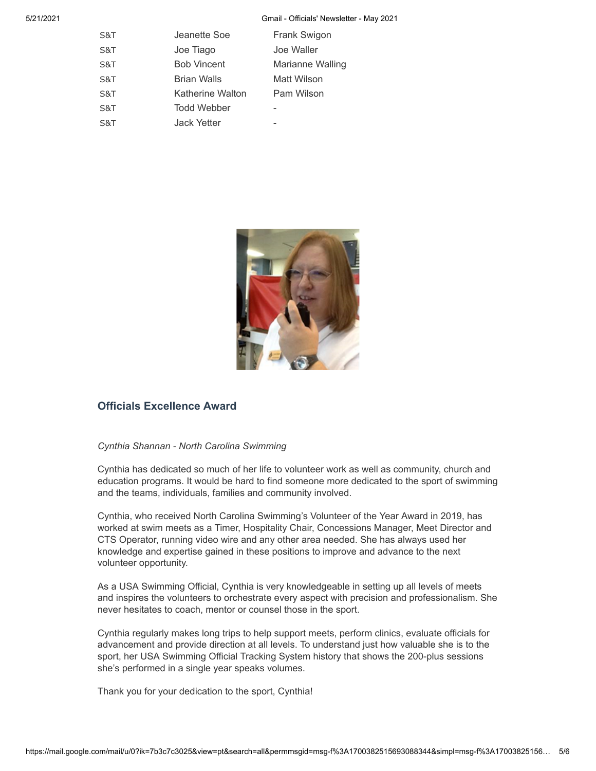| | | |
|---|---|---|
| S&T | Jeanette Soe | Frank Swigon |
| S&T | Joe Tiago | Joe Waller |
| S&T | Bob Vincent | Marianne Walling |
| S&T | Brian Walls | Matt Wilson |
| S&T | Katherine Walton | Pam Wilson |
| S&T | Todd Webber | - |
| S&T | Jack Yetter | - |

### Officials Excellence Award

*Cynthia Shannan - North Carolina Swimming*

Cynthia has dedicated so much of her life to volunteer work as well as community, church and education programs. It would be hard to find someone more dedicated to the sport of swimming and the teams, individuals, families and community involved.

Cynthia, who received North Carolina Swimming's Volunteer of the Year Award in 2019, has worked at swim meets as a Timer, Hospitality Chair, Concessions Manager, Meet Director and CTS Operator, running video wire and any other area needed. She has always used her knowledge and expertise gained in these positions to improve and advance to the next volunteer opportunity.

As a USA Swimming Official, Cynthia is very knowledgeable in setting up all levels of meets and inspires the volunteers to orchestrate every aspect with precision and professionalism. She never hesitates to coach, mentor or counsel those in the sport.

Cynthia regularly makes long trips to help support meets, perform clinics, evaluate officials for advancement and provide direction at all levels. To understand just how valuable she is to the sport, her USA Swimming Official Tracking System history that shows the 200-plus sessions she's performed in a single year speaks volumes.

Thank you for your dedication to the sport, Cynthia!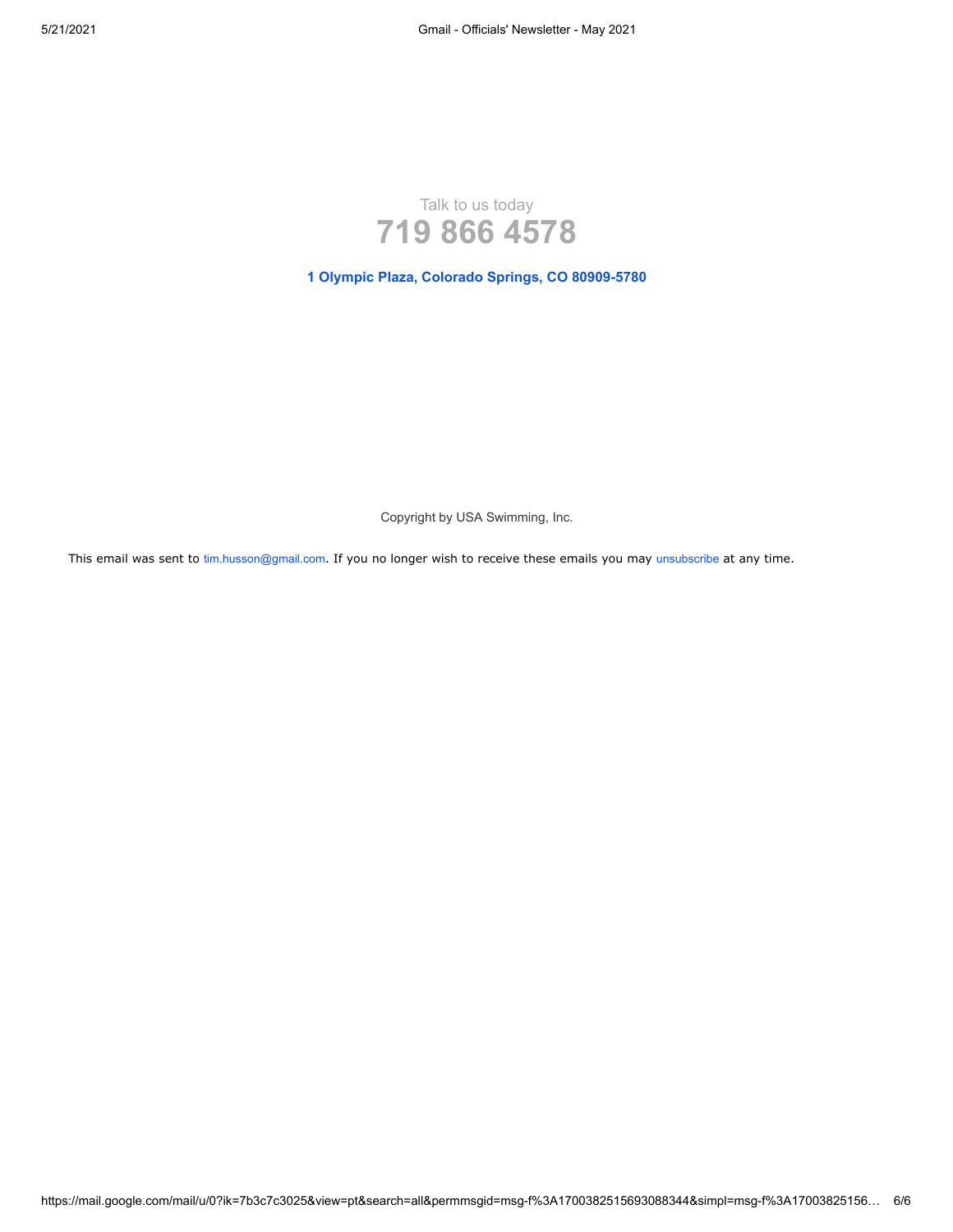Talk to us today

**719 866 4578**

**1 Olympic Plaza, Colorado Springs, CO 80909-5780**

Copyright by USA Swimming, Inc.

This email was sent to tim.husson@gmail.com. If you no longer wish to receive these emails you may unsubscribe at any time.